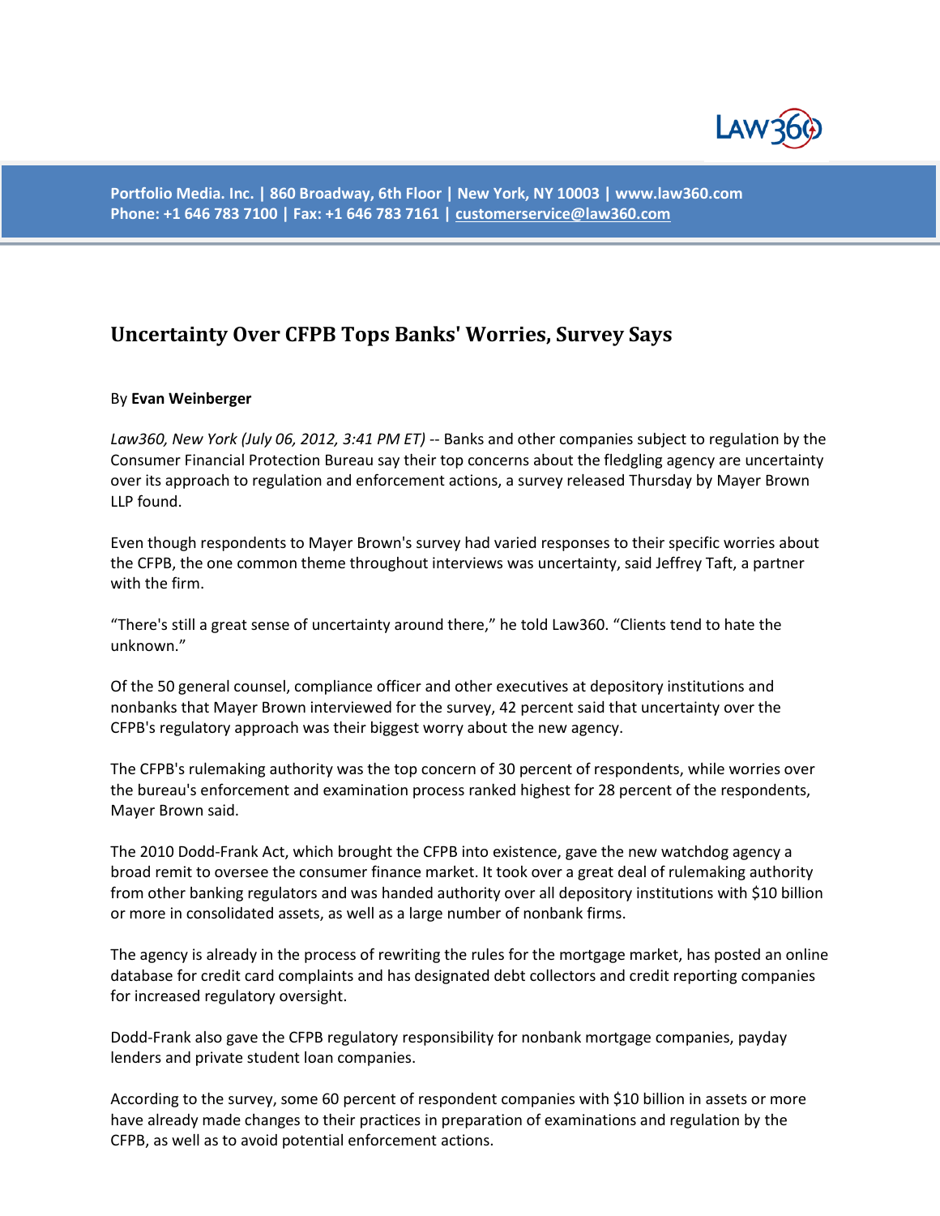Portfolio Media. Inc. | 860 Broadway, 6th Floor | New York, NY 10003 | www.law360.com
Phone: +1 646 783 7100 | Fax: +1 646 783 7161 | customerservice@law360.com

## Uncertainty Over CFPB Tops Banks' Worries, Survey Says

By **Evan Weinberger**

*Law360, New York (July 06, 2012, 3:41 PM ET)* -- Banks and other companies subject to regulation by the Consumer Financial Protection Bureau say their top concerns about the fledgling agency are uncertainty over its approach to regulation and enforcement actions, a survey released Thursday by Mayer Brown LLP found.

Even though respondents to Mayer Brown's survey had varied responses to their specific worries about the CFPB, the one common theme throughout interviews was uncertainty, said Jeffrey Taft, a partner with the firm.

"There's still a great sense of uncertainty around there," he told Law360. "Clients tend to hate the unknown."

Of the 50 general counsel, compliance officer and other executives at depository institutions and nonbanks that Mayer Brown interviewed for the survey, 42 percent said that uncertainty over the CFPB's regulatory approach was their biggest worry about the new agency.

The CFPB's rulemaking authority was the top concern of 30 percent of respondents, while worries over the bureau's enforcement and examination process ranked highest for 28 percent of the respondents, Mayer Brown said.

The 2010 Dodd-Frank Act, which brought the CFPB into existence, gave the new watchdog agency a broad remit to oversee the consumer finance market. It took over a great deal of rulemaking authority from other banking regulators and was handed authority over all depository institutions with $10 billion or more in consolidated assets, as well as a large number of nonbank firms.

The agency is already in the process of rewriting the rules for the mortgage market, has posted an online database for credit card complaints and has designated debt collectors and credit reporting companies for increased regulatory oversight.

Dodd-Frank also gave the CFPB regulatory responsibility for nonbank mortgage companies, payday lenders and private student loan companies.

According to the survey, some 60 percent of respondent companies with $10 billion in assets or more have already made changes to their practices in preparation of examinations and regulation by the CFPB, as well as to avoid potential enforcement actions.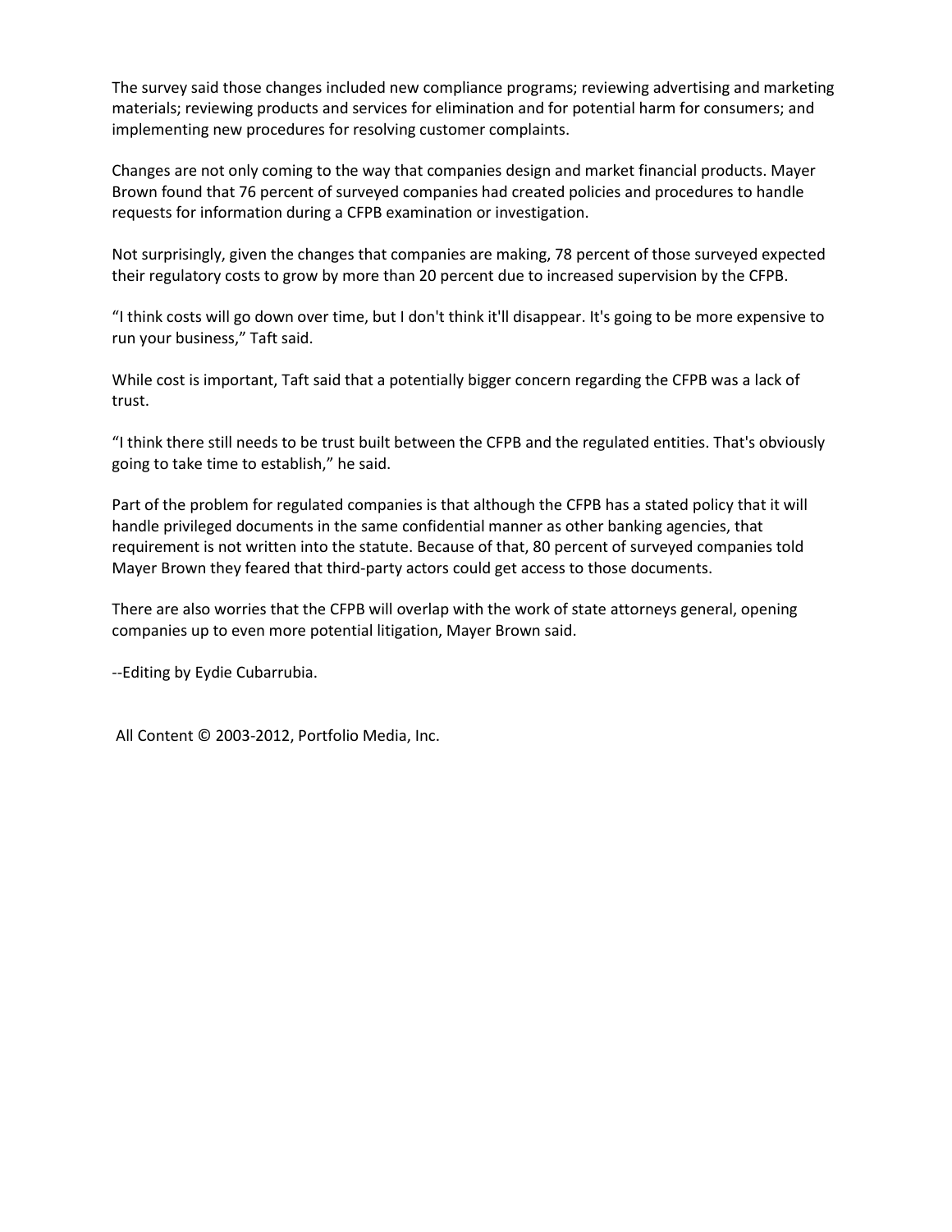The survey said those changes included new compliance programs; reviewing advertising and marketing materials; reviewing products and services for elimination and for potential harm for consumers; and implementing new procedures for resolving customer complaints.

Changes are not only coming to the way that companies design and market financial products. Mayer Brown found that 76 percent of surveyed companies had created policies and procedures to handle requests for information during a CFPB examination or investigation.

Not surprisingly, given the changes that companies are making, 78 percent of those surveyed expected their regulatory costs to grow by more than 20 percent due to increased supervision by the CFPB.

"I think costs will go down over time, but I don't think it'll disappear. It's going to be more expensive to run your business," Taft said.

While cost is important, Taft said that a potentially bigger concern regarding the CFPB was a lack of trust.

"I think there still needs to be trust built between the CFPB and the regulated entities. That's obviously going to take time to establish," he said.

Part of the problem for regulated companies is that although the CFPB has a stated policy that it will handle privileged documents in the same confidential manner as other banking agencies, that requirement is not written into the statute. Because of that, 80 percent of surveyed companies told Mayer Brown they feared that third-party actors could get access to those documents.

There are also worries that the CFPB will overlap with the work of state attorneys general, opening companies up to even more potential litigation, Mayer Brown said.

--Editing by Eydie Cubarrubia.

All Content © 2003-2012, Portfolio Media, Inc.